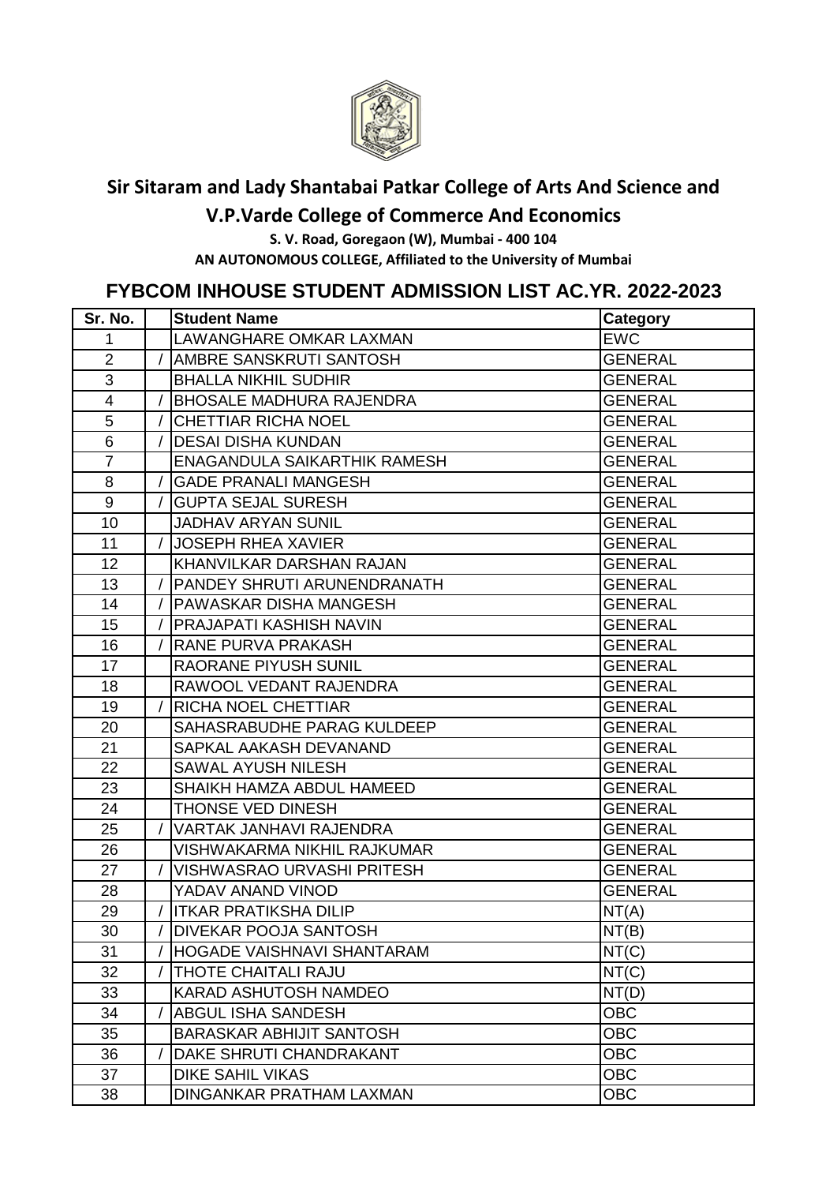# Sir Sitaram and Lady Shantabai Patkar College of Arts And Science and

# V.P.Varde College of Commerce And Economics

**S. V. Road, Goregaon (W), Mumbai - 400 104**

**AN AUTONOMOUS COLLEGE, Affiliated to the University of Mumbai**

## FYBCOM INHOUSE STUDENT ADMISSION LIST AC.YR. 2022-2023

| Sr. No. | | Student Name | Category |
|---|---|---|---|
| 1 | | LAWANGHARE OMKAR LAXMAN | EWC |
| 2 | / | AMBRE SANSKRUTI SANTOSH | GENERAL |
| 3 | | BHALLA NIKHIL SUDHIR | GENERAL |
| 4 | / | BHOSALE MADHURA RAJENDRA | GENERAL |
| 5 | / | CHETTIAR RICHA NOEL | GENERAL |
| 6 | / | DESAI DISHA KUNDAN | GENERAL |
| 7 | | ENAGANDULA SAIKARTHIK RAMESH | GENERAL |
| 8 | / | GADE PRANALI MANGESH | GENERAL |
| 9 | / | GUPTA SEJAL SURESH | GENERAL |
| 10 | | JADHAV ARYAN SUNIL | GENERAL |
| 11 | / | JOSEPH RHEA XAVIER | GENERAL |
| 12 | | KHANVILKAR DARSHAN RAJAN | GENERAL |
| 13 | / | PANDEY SHRUTI ARUNENDRANATH | GENERAL |
| 14 | / | PAWASKAR DISHA MANGESH | GENERAL |
| 15 | / | PRAJAPATI KASHISH NAVIN | GENERAL |
| 16 | / | RANE PURVA PRAKASH | GENERAL |
| 17 | | RAORANE PIYUSH SUNIL | GENERAL |
| 18 | | RAWOOL VEDANT RAJENDRA | GENERAL |
| 19 | / | RICHA NOEL CHETTIAR | GENERAL |
| 20 | | SAHASRABUDHE PARAG KULDEEP | GENERAL |
| 21 | | SAPKAL AAKASH DEVANAND | GENERAL |
| 22 | | SAWAL AYUSH NILESH | GENERAL |
| 23 | | SHAIKH HAMZA ABDUL HAMEED | GENERAL |
| 24 | | THONSE VED DINESH | GENERAL |
| 25 | / | VARTAK JANHAVI RAJENDRA | GENERAL |
| 26 | | VISHWAKARMA NIKHIL RAJKUMAR | GENERAL |
| 27 | / | VISHWASRAO URVASHI PRITESH | GENERAL |
| 28 | | YADAV ANAND VINOD | GENERAL |
| 29 | / | ITKAR PRATIKSHA DILIP | NT(A) |
| 30 | / | DIVEKAR POOJA SANTOSH | NT(B) |
| 31 | / | HOGADE VAISHNAVI SHANTARAM | NT(C) |
| 32 | / | THOTE CHAITALI RAJU | NT(C) |
| 33 | | KARAD ASHUTOSH NAMDEO | NT(D) |
| 34 | / | ABGUL ISHA SANDESH | OBC |
| 35 | | BARASKAR ABHIJIT SANTOSH | OBC |
| 36 | / | DAKE SHRUTI CHANDRAKANT | OBC |
| 37 | | DIKE SAHIL VIKAS | OBC |
| 38 | | DINGANKAR PRATHAM LAXMAN | OBC |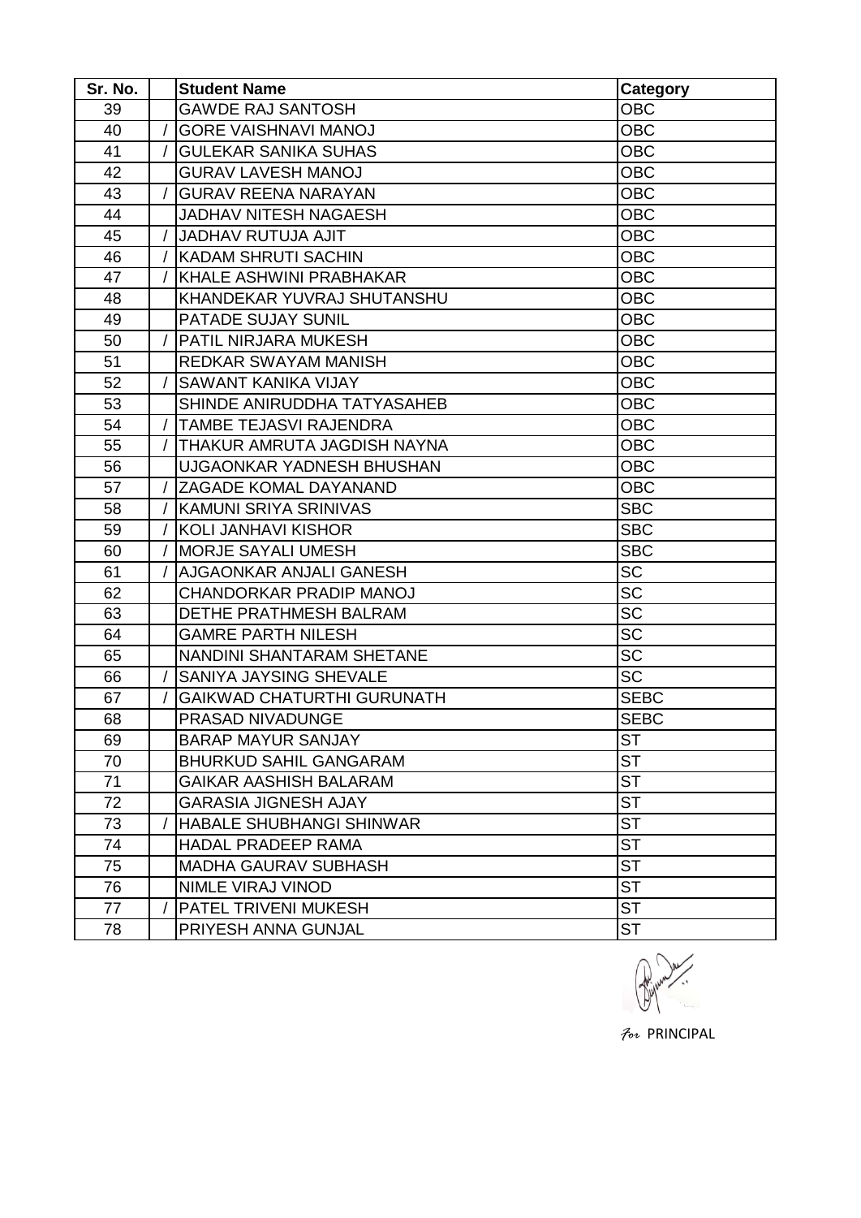| Sr. No. | | Student Name | Category |
|---|---|---|---|
| 39 | | GAWDE RAJ SANTOSH | OBC |
| 40 | / | GORE VAISHNAVI MANOJ | OBC |
| 41 | / | GULEKAR SANIKA SUHAS | OBC |
| 42 | | GURAV LAVESH MANOJ | OBC |
| 43 | / | GURAV REENA NARAYAN | OBC |
| 44 | | JADHAV NITESH NAGAESH | OBC |
| 45 | / | JADHAV RUTUJA AJIT | OBC |
| 46 | / | KADAM SHRUTI SACHIN | OBC |
| 47 | / | KHALE ASHWINI PRABHAKAR | OBC |
| 48 | | KHANDEKAR YUVRAJ SHUTANSHU | OBC |
| 49 | | PATADE SUJAY SUNIL | OBC |
| 50 | / | PATIL NIRJARA MUKESH | OBC |
| 51 | | REDKAR SWAYAM MANISH | OBC |
| 52 | / | SAWANT KANIKA VIJAY | OBC |
| 53 | | SHINDE ANIRUDDHA TATYASAHEB | OBC |
| 54 | / | TAMBE TEJASVI RAJENDRA | OBC |
| 55 | / | THAKUR AMRUTA JAGDISH NAYNA | OBC |
| 56 | | UJGAONKAR YADNESH BHUSHAN | OBC |
| 57 | / | ZAGADE KOMAL DAYANAND | OBC |
| 58 | / | KAMUNI SRIYA SRINIVAS | SBC |
| 59 | / | KOLI JANHAVI KISHOR | SBC |
| 60 | / | MORJE SAYALI UMESH | SBC |
| 61 | / | AJGAONKAR ANJALI GANESH | SC |
| 62 | | CHANDORKAR PRADIP MANOJ | SC |
| 63 | | DETHE PRATHMESH BALRAM | SC |
| 64 | | GAMRE PARTH NILESH | SC |
| 65 | | NANDINI SHANTARAM SHETANE | SC |
| 66 | / | SANIYA JAYSING SHEVALE | SC |
| 67 | / | GAIKWAD CHATURTHI GURUNATH | SEBC |
| 68 | | PRASAD NIVADUNGE | SEBC |
| 69 | | BARAP MAYUR SANJAY | ST |
| 70 | | BHURKUD SAHIL GANGARAM | ST |
| 71 | | GAIKAR AASHISH BALARAM | ST |
| 72 | | GARASIA JIGNESH AJAY | ST |
| 73 | / | HABALE SHUBHANGI SHINWAR | ST |
| 74 | | HADAL PRADEEP RAMA | ST |
| 75 | | MADHA GAURAV SUBHASH | ST |
| 76 | | NIMLE VIRAJ VINOD | ST |
| 77 | / | PATEL TRIVENI MUKESH | ST |
| 78 | | PRIYESH ANNA GUNJAL | ST |

For PRINCIPAL